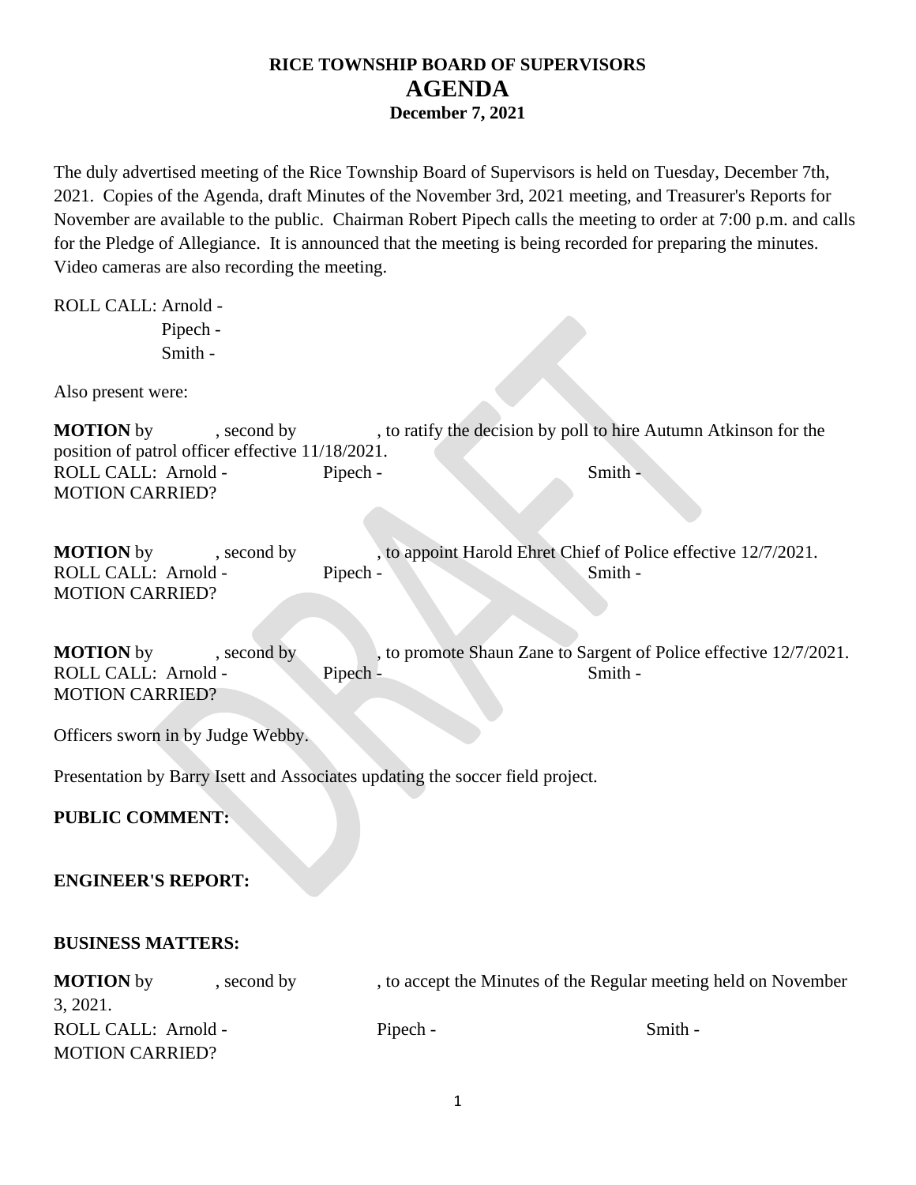# RICE TOWNSHIP BOARD OF SUPERVISORS
## AGENDA
### December 7, 2021

The duly advertised meeting of the Rice Township Board of Supervisors is held on Tuesday, December 7th, 2021. Copies of the Agenda, draft Minutes of the November 3rd, 2021 meeting, and Treasurer's Reports for November are available to the public. Chairman Robert Pipech calls the meeting to order at 7:00 p.m. and calls for the Pledge of Allegiance. It is announced that the meeting is being recorded for preparing the minutes. Video cameras are also recording the meeting.

ROLL CALL: Arnold -
Pipech -
Smith -

Also present were:

**MOTION** by , second by , to ratify the decision by poll to hire Autumn Atkinson for the position of patrol officer effective 11/18/2021.
ROLL CALL: Arnold - Pipech - Smith -
MOTION CARRIED?

**MOTION** by , second by , to appoint Harold Ehret Chief of Police effective 12/7/2021.
ROLL CALL: Arnold - Pipech - Smith -
MOTION CARRIED?

**MOTION** by , second by , to promote Shaun Zane to Sargent of Police effective 12/7/2021.
ROLL CALL: Arnold - Pipech - Smith -
MOTION CARRIED?

Officers sworn in by Judge Webby.

Presentation by Barry Isett and Associates updating the soccer field project.

**PUBLIC COMMENT:**

**ENGINEER'S REPORT:**

**BUSINESS MATTERS:**

**MOTION** by , second by , to accept the Minutes of the Regular meeting held on November 3, 2021.
ROLL CALL: Arnold - Pipech - Smith -
MOTION CARRIED?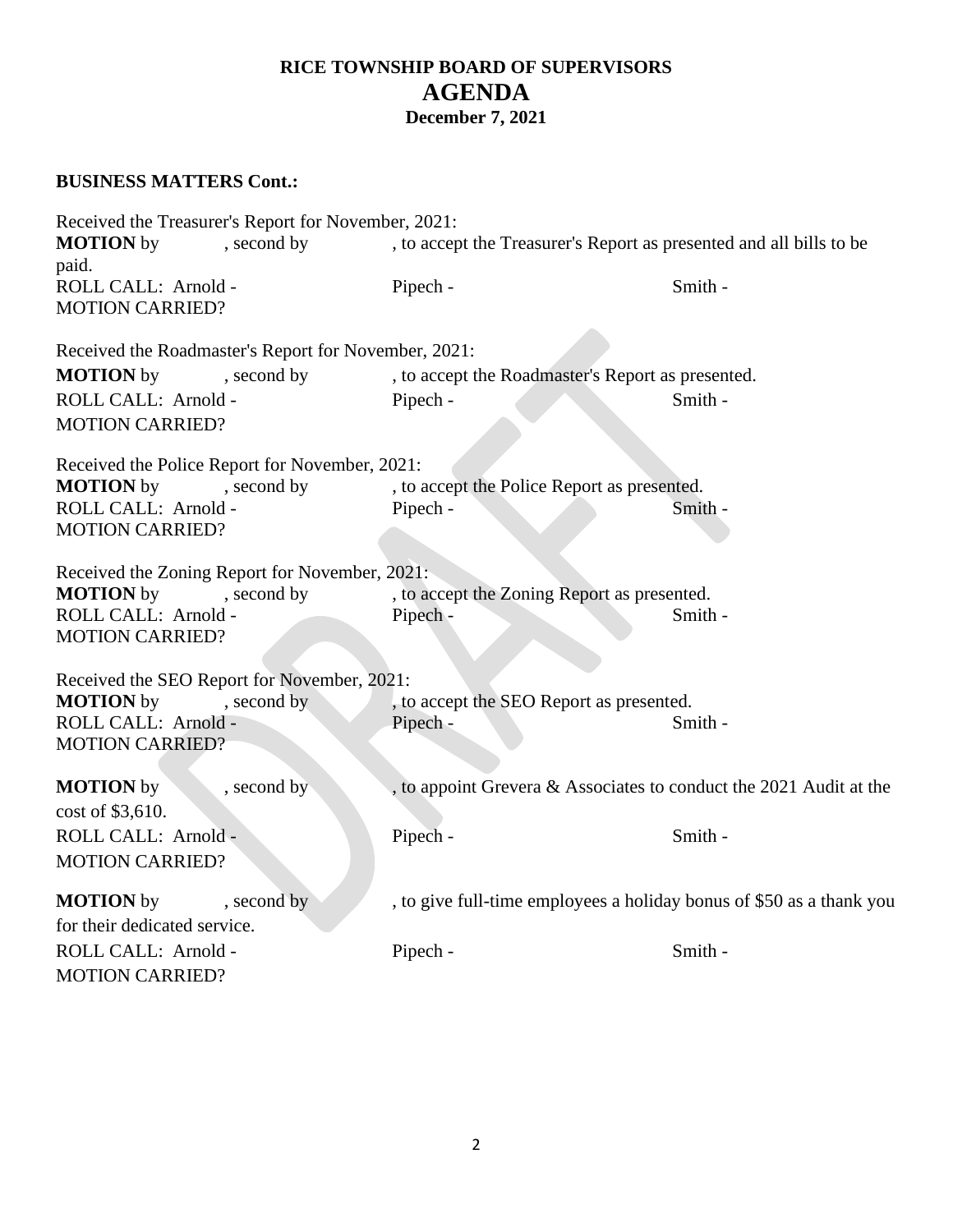**RICE TOWNSHIP BOARD OF SUPERVISORS**
## AGENDA
**December 7, 2021**

**BUSINESS MATTERS Cont.:**

Received the Treasurer's Report for November, 2021:
**MOTION** by , second by , to accept the Treasurer's Report as presented and all bills to be paid.
ROLL CALL: Arnold - Pipech - Smith -
MOTION CARRIED?

Received the Roadmaster's Report for November, 2021:
**MOTION** by , second by , to accept the Roadmaster's Report as presented.
ROLL CALL: Arnold - Pipech - Smith -
MOTION CARRIED?

Received the Police Report for November, 2021:
**MOTION** by , second by , to accept the Police Report as presented.
ROLL CALL: Arnold - Pipech - Smith -
MOTION CARRIED?

Received the Zoning Report for November, 2021:
**MOTION** by , second by , to accept the Zoning Report as presented.
ROLL CALL: Arnold - Pipech - Smith -
MOTION CARRIED?

Received the SEO Report for November, 2021:
**MOTION** by , second by , to accept the SEO Report as presented.
ROLL CALL: Arnold - Pipech - Smith -
MOTION CARRIED?

**MOTION** by , second by , to appoint Grevera & Associates to conduct the 2021 Audit at the cost of $3,610.
ROLL CALL: Arnold - Pipech - Smith -
MOTION CARRIED?

**MOTION** by , second by , to give full-time employees a holiday bonus of $50 as a thank you for their dedicated service.
ROLL CALL: Arnold - Pipech - Smith -
MOTION CARRIED?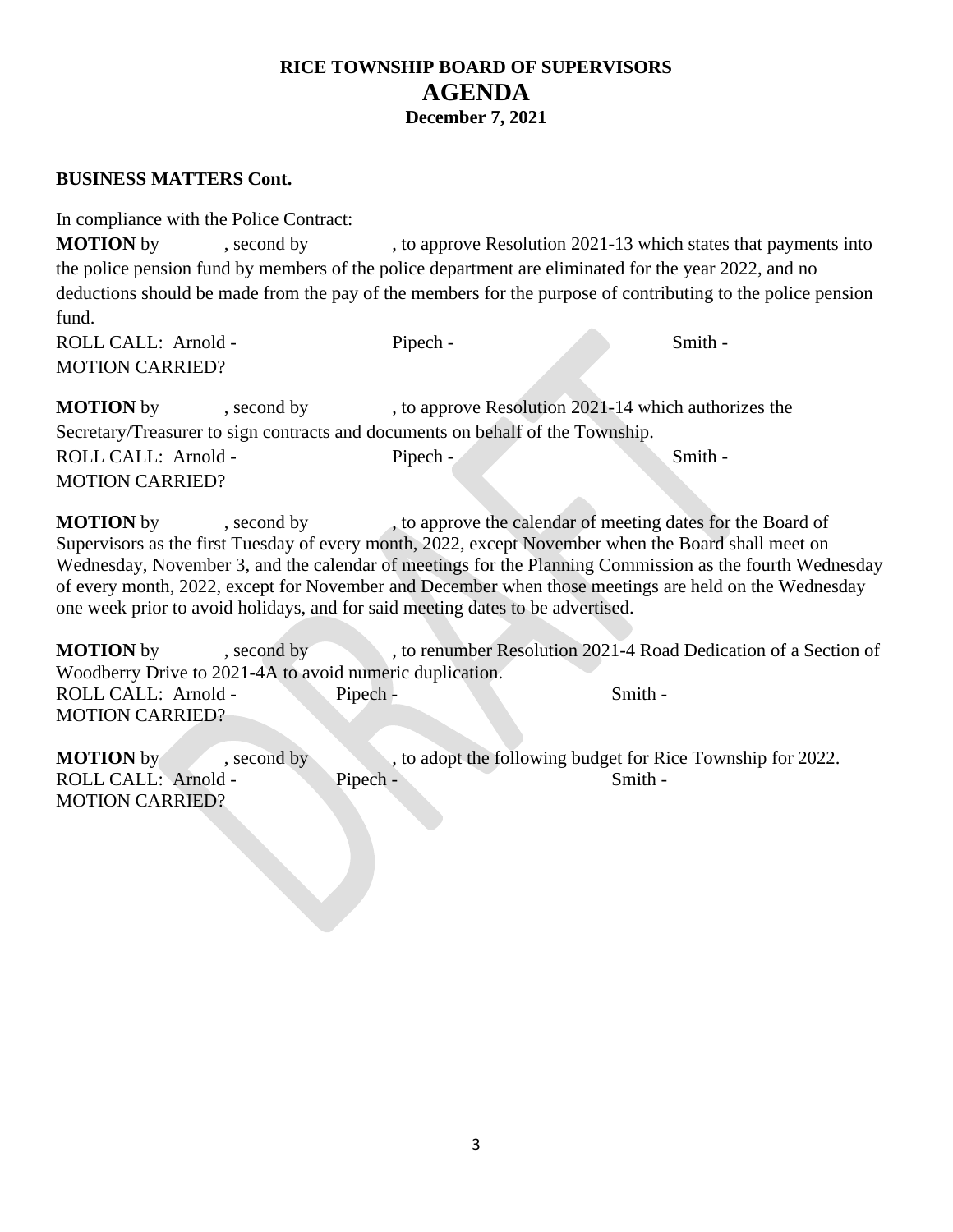**RICE TOWNSHIP BOARD OF SUPERVISORS**
**AGENDA**
**December 7, 2021**

**BUSINESS MATTERS Cont.**

In compliance with the Police Contract:
**MOTION** by , second by , to approve Resolution 2021-13 which states that payments into the police pension fund by members of the police department are eliminated for the year 2022, and no deductions should be made from the pay of the members for the purpose of contributing to the police pension fund.
ROLL CALL: Arnold - Pipech - Smith -
MOTION CARRIED?

**MOTION** by , second by , to approve Resolution 2021-14 which authorizes the Secretary/Treasurer to sign contracts and documents on behalf of the Township.
ROLL CALL: Arnold - Pipech - Smith -
MOTION CARRIED?

**MOTION** by , second by , to approve the calendar of meeting dates for the Board of Supervisors as the first Tuesday of every month, 2022, except November when the Board shall meet on Wednesday, November 3, and the calendar of meetings for the Planning Commission as the fourth Wednesday of every month, 2022, except for November and December when those meetings are held on the Wednesday one week prior to avoid holidays, and for said meeting dates to be advertised.

**MOTION** by , second by , to renumber Resolution 2021-4 Road Dedication of a Section of Woodberry Drive to 2021-4A to avoid numeric duplication.
ROLL CALL: Arnold - Pipech - Smith -
MOTION CARRIED?

**MOTION** by , second by , to adopt the following budget for Rice Township for 2022.
ROLL CALL: Arnold - Pipech - Smith -
MOTION CARRIED?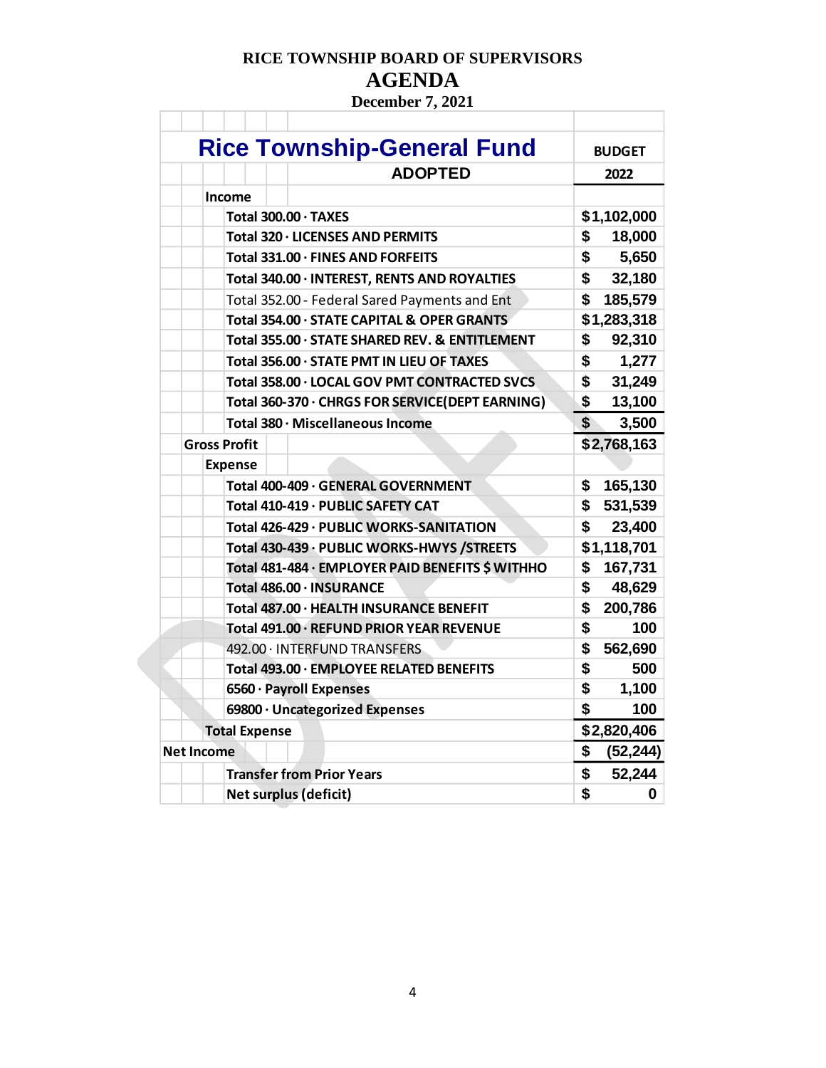**RICE TOWNSHIP BOARD OF SUPERVISORS**

**AGENDA**

**December 7, 2021**

| **Rice Township-General Fund** | **BUDGET** |
|---|---|
| **ADOPTED** | **2022** |
| **Income** | |
| **Total 300.00 · TAXES** | $1,102,000 |
| **Total 320 · LICENSES AND PERMITS** | $ 18,000 |
| **Total 331.00 · FINES AND FORFEITS** | $ 5,650 |
| **Total 340.00 · INTEREST, RENTS AND ROYALTIES** | $ 32,180 |
| Total 352.00 - Federal Sared Payments and Ent | $ 185,579 |
| **Total 354.00 · STATE CAPITAL & OPER GRANTS** | $1,283,318 |
| **Total 355.00 · STATE SHARED REV. & ENTITLEMENT** | $ 92,310 |
| **Total 356.00 · STATE PMT IN LIEU OF TAXES** | $ 1,277 |
| **Total 358.00 · LOCAL GOV PMT CONTRACTED SVCS** | $ 31,249 |
| **Total 360-370 · CHRGS FOR SERVICE(DEPT EARNING)** | $ 13,100 |
| **Total 380 · Miscellaneous Income** | $ 3,500 |
| **Gross Profit** | $2,768,163 |
| **Expense** | |
| **Total 400-409 · GENERAL GOVERNMENT** | $ 165,130 |
| **Total 410-419 · PUBLIC SAFETY CAT** | $ 531,539 |
| **Total 426-429 · PUBLIC WORKS-SANITATION** | $ 23,400 |
| **Total 430-439 · PUBLIC WORKS-HWYS /STREETS** | $1,118,701 |
| **Total 481-484 · EMPLOYER PAID BENEFITS $ WITHHO** | $ 167,731 |
| **Total 486.00 · INSURANCE** | $ 48,629 |
| **Total 487.00 · HEALTH INSURANCE BENEFIT** | $ 200,786 |
| **Total 491.00 · REFUND PRIOR YEAR REVENUE** | $ 100 |
| 492.00 · INTERFUND TRANSFERS | $ 562,690 |
| **Total 493.00 · EMPLOYEE RELATED BENEFITS** | $ 500 |
| **6560 · Payroll Expenses** | $ 1,100 |
| **69800 · Uncategorized Expenses** | $ 100 |
| **Total Expense** | $2,820,406 |
| **Net Income** | $ (52,244) |
| **Transfer from Prior Years** | $ 52,244 |
| **Net surplus (deficit)** | $ 0 |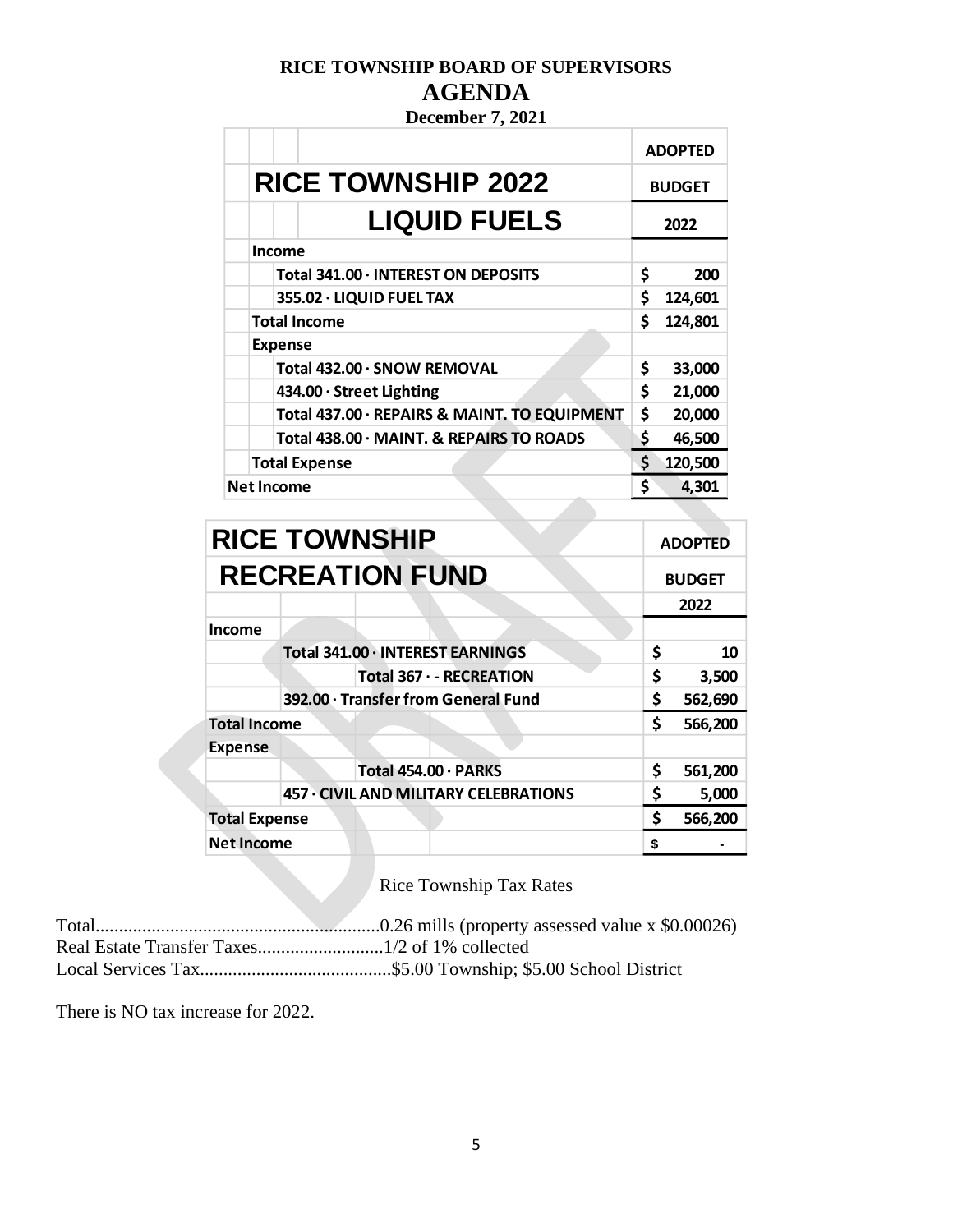**RICE TOWNSHIP BOARD OF SUPERVISORS**

# AGENDA

**December 7, 2021**

| RICE TOWNSHIP 2022 LIQUID FUELS | ADOPTED BUDGET 2022 |
|---|---|
| **Income** | |
| Total 341.00 · INTEREST ON DEPOSITS | $ 200 |
| 355.02 · LIQUID FUEL TAX | $ 124,601 |
| **Total Income** | $ 124,801 |
| **Expense** | |
| Total 432.00 · SNOW REMOVAL | $ 33,000 |
| 434.00 · Street Lighting | $ 21,000 |
| Total 437.00 · REPAIRS & MAINT. TO EQUIPMENT | $ 20,000 |
| Total 438.00 · MAINT. & REPAIRS TO ROADS | $ 46,500 |
| **Total Expense** | $ 120,500 |
| **Net Income** | $ 4,301 |

| RICE TOWNSHIP RECREATION FUND | ADOPTED BUDGET 2022 |
|---|---|
| **Income** | |
| Total 341.00 · INTEREST EARNINGS | $ 10 |
| Total 367 · - RECREATION | $ 3,500 |
| 392.00 · Transfer from General Fund | $ 562,690 |
| **Total Income** | $ 566,200 |
| **Expense** | |
| Total 454.00 · PARKS | $ 561,200 |
| 457 · CIVIL AND MILITARY CELEBRATIONS | $ 5,000 |
| **Total Expense** | $ 566,200 |
| **Net Income** | $ - |

Rice Township Tax Rates

Total..............................................................0.26 mills (property assessed value x $0.00026)
Real Estate Transfer Taxes...........................1/2 of 1% collected
Local Services Tax.........................................$5.00 Township; $5.00 School District

There is NO tax increase for 2022.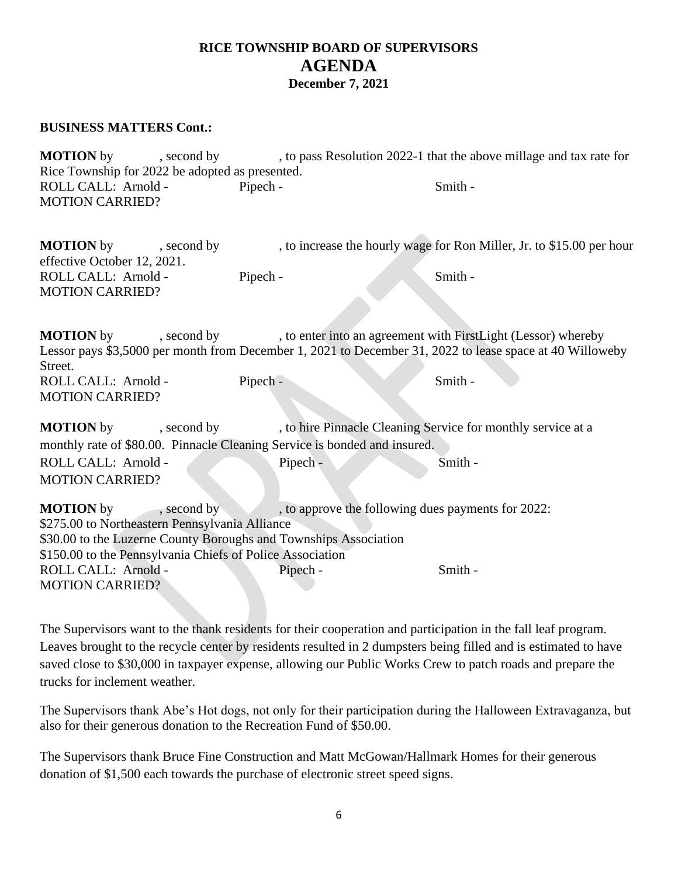# RICE TOWNSHIP BOARD OF SUPERVISORS
## AGENDA
### December 7, 2021

**BUSINESS MATTERS Cont.:**

**MOTION** by , second by , to pass Resolution 2022-1 that the above millage and tax rate for Rice Township for 2022 be adopted as presented.
ROLL CALL: Arnold - Pipech - Smith -
MOTION CARRIED?

**MOTION** by , second by , to increase the hourly wage for Ron Miller, Jr. to $15.00 per hour effective October 12, 2021.
ROLL CALL: Arnold - Pipech - Smith -
MOTION CARRIED?

**MOTION** by , second by , to enter into an agreement with FirstLight (Lessor) whereby Lessor pays $3,5000 per month from December 1, 2021 to December 31, 2022 to lease space at 40 Willoweby Street.
ROLL CALL: Arnold - Pipech - Smith -
MOTION CARRIED?

**MOTION** by , second by , to hire Pinnacle Cleaning Service for monthly service at a monthly rate of $80.00. Pinnacle Cleaning Service is bonded and insured.
ROLL CALL: Arnold - Pipech - Smith -
MOTION CARRIED?

**MOTION** by , second by , to approve the following dues payments for 2022:
$275.00 to Northeastern Pennsylvania Alliance
$30.00 to the Luzerne County Boroughs and Townships Association
$150.00 to the Pennsylvania Chiefs of Police Association
ROLL CALL: Arnold - Pipech - Smith -
MOTION CARRIED?

The Supervisors want to the thank residents for their cooperation and participation in the fall leaf program. Leaves brought to the recycle center by residents resulted in 2 dumpsters being filled and is estimated to have saved close to $30,000 in taxpayer expense, allowing our Public Works Crew to patch roads and prepare the trucks for inclement weather.

The Supervisors thank Abe's Hot dogs, not only for their participation during the Halloween Extravaganza, but also for their generous donation to the Recreation Fund of $50.00.

The Supervisors thank Bruce Fine Construction and Matt McGowan/Hallmark Homes for their generous donation of $1,500 each towards the purchase of electronic street speed signs.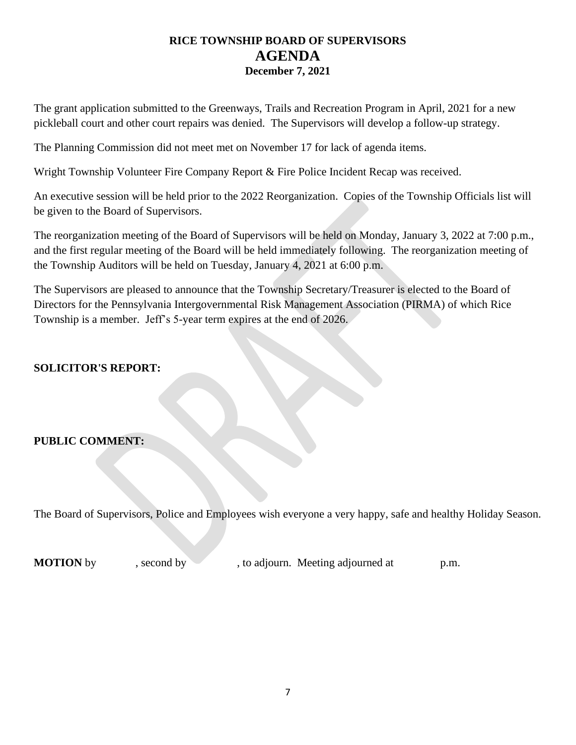**RICE TOWNSHIP BOARD OF SUPERVISORS**

# AGENDA

**December 7, 2021**

The grant application submitted to the Greenways, Trails and Recreation Program in April, 2021 for a new pickleball court and other court repairs was denied. The Supervisors will develop a follow-up strategy.

The Planning Commission did not meet met on November 17 for lack of agenda items.

Wright Township Volunteer Fire Company Report & Fire Police Incident Recap was received.

An executive session will be held prior to the 2022 Reorganization. Copies of the Township Officials list will be given to the Board of Supervisors.

The reorganization meeting of the Board of Supervisors will be held on Monday, January 3, 2022 at 7:00 p.m., and the first regular meeting of the Board will be held immediately following. The reorganization meeting of the Township Auditors will be held on Tuesday, January 4, 2021 at 6:00 p.m.

The Supervisors are pleased to announce that the Township Secretary/Treasurer is elected to the Board of Directors for the Pennsylvania Intergovernmental Risk Management Association (PIRMA) of which Rice Township is a member. Jeff's 5-year term expires at the end of 2026.

**SOLICITOR'S REPORT:**

**PUBLIC COMMENT:**

The Board of Supervisors, Police and Employees wish everyone a very happy, safe and healthy Holiday Season.

**MOTION** by , second by , to adjourn. Meeting adjourned at p.m.